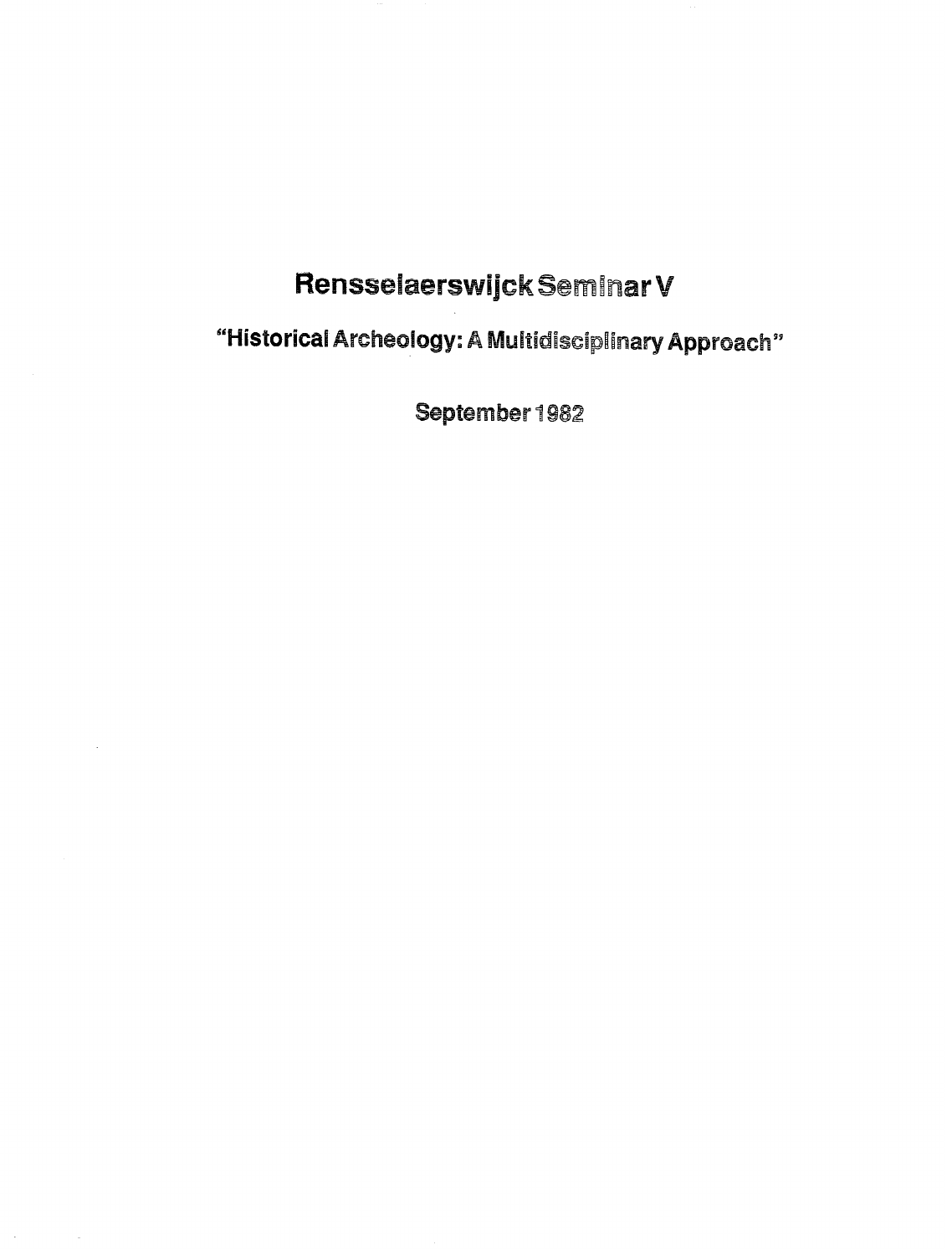# Rensselaerswijck Seminar V

## "Historical Archeology: A Multidisciplinary Approach"

**September 1982**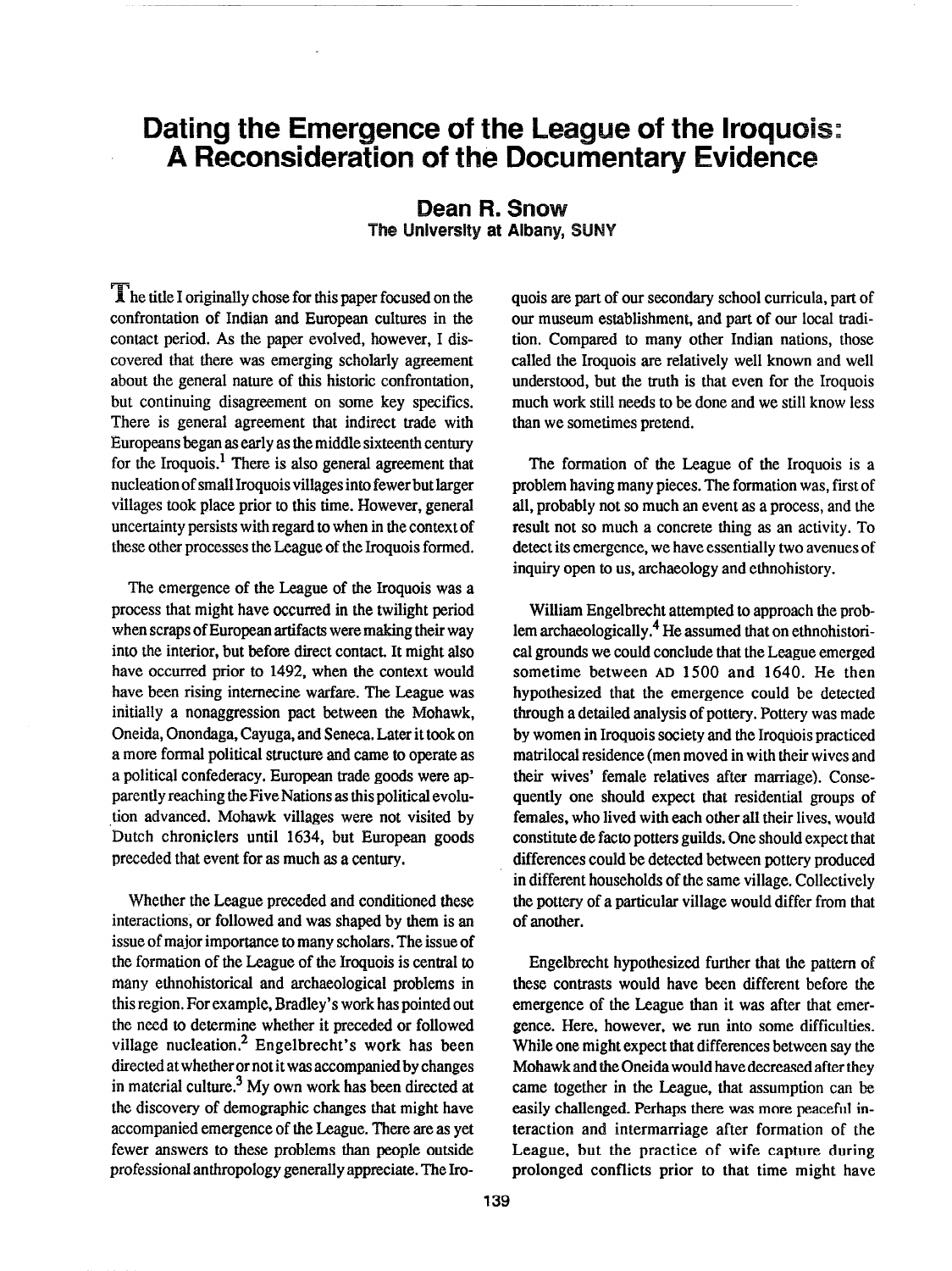# Dating the Emergence of the League of the Iroquois: A Reconsideration of the Documentary Evidence

**Dean R. Snow**
**The University at Albany, SUNY**

The title I originally chose for this paper focused on the confrontation of Indian and European cultures in the contact period. As the paper evolved, however, I discovered that there was emerging scholarly agreement about the general nature of this historic confrontation, but continuing disagreement on some key specifics. There is general agreement that indirect trade with Europeans began as early as the middle sixteenth century for the Iroquois.[1] There is also general agreement that nucleation of small Iroquois villages into fewer but larger villages took place prior to this time. However, general uncertainty persists with regard to when in the context of these other processes the League of the Iroquois formed.

The emergence of the League of the Iroquois was a process that might have occurred in the twilight period when scraps of European artifacts were making their way into the interior, but before direct contact. It might also have occurred prior to 1492, when the context would have been rising internecine warfare. The League was initially a nonaggression pact between the Mohawk, Oneida, Onondaga, Cayuga, and Seneca. Later it took on a more formal political structure and came to operate as a political confederacy. European trade goods were apparently reaching the Five Nations as this political evolution advanced. Mohawk villages were not visited by Dutch chroniclers until 1634, but European goods preceded that event for as much as a century.

Whether the League preceded and conditioned these interactions, or followed and was shaped by them is an issue of major importance to many scholars. The issue of the formation of the League of the Iroquois is central to many ethnohistorical and archaeological problems in this region. For example, Bradley's work has pointed out the need to determine whether it preceded or followed village nucleation.[2] Engelbrecht's work has been directed at whether or not it was accompanied by changes in material culture.[3] My own work has been directed at the discovery of demographic changes that might have accompanied emergence of the League. There are as yet fewer answers to these problems than people outside professional anthropology generally appreciate. The Iroquois are part of our secondary school curricula, part of our museum establishment, and part of our local tradition. Compared to many other Indian nations, those called the Iroquois are relatively well known and well understood, but the truth is that even for the Iroquois much work still needs to be done and we still know less than we sometimes pretend.

The formation of the League of the Iroquois is a problem having many pieces. The formation was, first of all, probably not so much an event as a process, and the result not so much a concrete thing as an activity. To detect its emergence, we have essentially two avenues of inquiry open to us, archaeology and ethnohistory.

William Engelbrecht attempted to approach the problem archaeologically.[4] He assumed that on ethnohistorical grounds we could conclude that the League emerged sometime between AD 1500 and 1640. He then hypothesized that the emergence could be detected through a detailed analysis of pottery. Pottery was made by women in Iroquois society and the Iroquois practiced matrilocal residence (men moved in with their wives and their wives' female relatives after marriage). Consequently one should expect that residential groups of females, who lived with each other all their lives, would constitute de facto potters guilds. One should expect that differences could be detected between pottery produced in different households of the same village. Collectively the pottery of a particular village would differ from that of another.

Engelbrecht hypothesized further that the pattern of these contrasts would have been different before the emergence of the League than it was after that emergence. Here, however, we run into some difficulties. While one might expect that differences between say the Mohawk and the Oneida would have decreased after they came together in the League, that assumption can be easily challenged. Perhaps there was more peaceful interaction and intermarriage after formation of the League, but the practice of wife capture during prolonged conflicts prior to that time might have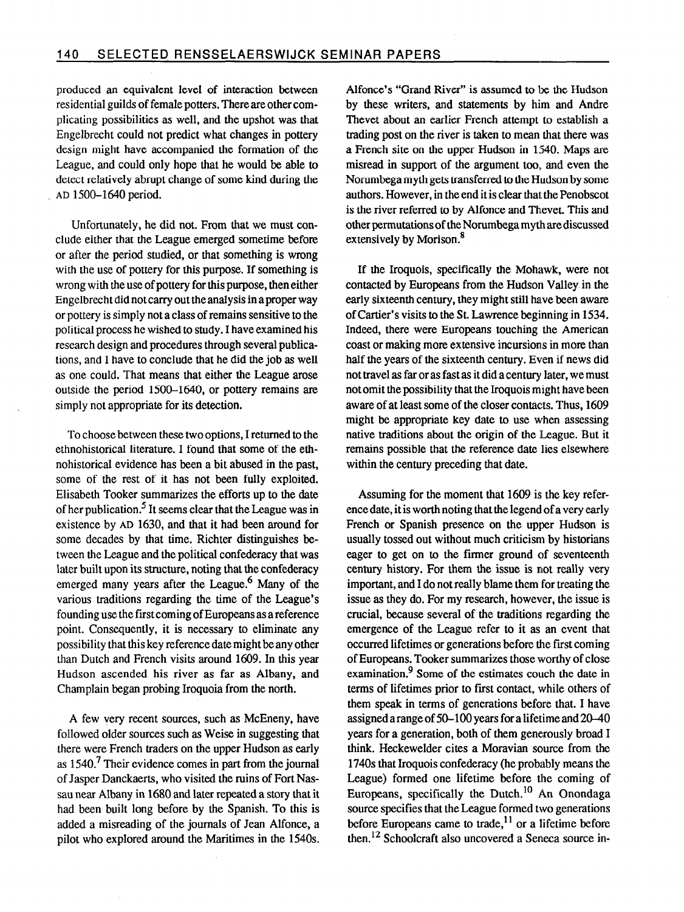produced an equivalent level of interaction between residential guilds of female potters. There are other complicating possibilities as well, and the upshot was that Engelbrecht could not predict what changes in pottery design might have accompanied the formation of the League, and could only hope that he would be able to detect relatively abrupt change of some kind during the AD 1500–1640 period.

Unfortunately, he did not. From that we must conclude either that the League emerged sometime before or after the period studied, or that something is wrong with the use of pottery for this purpose. If something is wrong with the use of pottery for this purpose, then either Engelbrecht did not carry out the analysis in a proper way or pottery is simply not a class of remains sensitive to the political process he wished to study. I have examined his research design and procedures through several publications, and I have to conclude that he did the job as well as one could. That means that either the League arose outside the period 1500–1640, or pottery remains are simply not appropriate for its detection.

To choose between these two options, I returned to the ethnohistorical literature. I found that some of the ethnohistorical evidence has been a bit abused in the past, some of the rest of it has not been fully exploited. Elisabeth Tooker summarizes the efforts up to the date of her publication.[5] It seems clear that the League was in existence by AD 1630, and that it had been around for some decades by that time. Richter distinguishes between the League and the political confederacy that was later built upon its structure, noting that the confederacy emerged many years after the League.[6] Many of the various traditions regarding the time of the League's founding use the first coming of Europeans as a reference point. Consequently, it is necessary to eliminate any possibility that this key reference date might be any other than Dutch and French visits around 1609. In this year Hudson ascended his river as far as Albany, and Champlain began probing Iroquoia from the north.

A few very recent sources, such as McEneny, have followed older sources such as Weise in suggesting that there were French traders on the upper Hudson as early as 1540.[7] Their evidence comes in part from the journal of Jasper Danckaerts, who visited the ruins of Fort Nassau near Albany in 1680 and later repeated a story that it had been built long before by the Spanish. To this is added a misreading of the journals of Jean Alfonce, a pilot who explored around the Maritimes in the 1540s. Alfonce's "Grand River" is assumed to be the Hudson by these writers, and statements by him and Andre Thevet about an earlier French attempt to establish a trading post on the river is taken to mean that there was a French site on the upper Hudson in 1540. Maps are misread in support of the argument too, and even the Norumbega myth gets transferred to the Hudson by some authors. However, in the end it is clear that the Penobscot is the river referred to by Alfonce and Thevet. This and other permutations of the Norumbega myth are discussed extensively by Morison.[8]

If the Iroquois, specifically the Mohawk, were not contacted by Europeans from the Hudson Valley in the early sixteenth century, they might still have been aware of Cartier's visits to the St. Lawrence beginning in 1534. Indeed, there were Europeans touching the American coast or making more extensive incursions in more than half the years of the sixteenth century. Even if news did not travel as far or as fast as it did a century later, we must not omit the possibility that the Iroquois might have been aware of at least some of the closer contacts. Thus, 1609 might be appropriate key date to use when assessing native traditions about the origin of the League. But it remains possible that the reference date lies elsewhere within the century preceding that date.

Assuming for the moment that 1609 is the key reference date, it is worth noting that the legend of a very early French or Spanish presence on the upper Hudson is usually tossed out without much criticism by historians eager to get on to the firmer ground of seventeenth century history. For them the issue is not really very important, and I do not really blame them for treating the issue as they do. For my research, however, the issue is crucial, because several of the traditions regarding the emergence of the League refer to it as an event that occurred lifetimes or generations before the first coming of Europeans. Tooker summarizes those worthy of close examination.[9] Some of the estimates couch the date in terms of lifetimes prior to first contact, while others of them speak in terms of generations before that. I have assigned a range of 50–100 years for a lifetime and 20–40 years for a generation, both of them generously broad I think. Heckewelder cites a Moravian source from the 1740s that Iroquois confederacy (he probably means the League) formed one lifetime before the coming of Europeans, specifically the Dutch.[10] An Onondaga source specifies that the League formed two generations before Europeans came to trade,[11] or a lifetime before then.[12] Schoolcraft also uncovered a Seneca source in-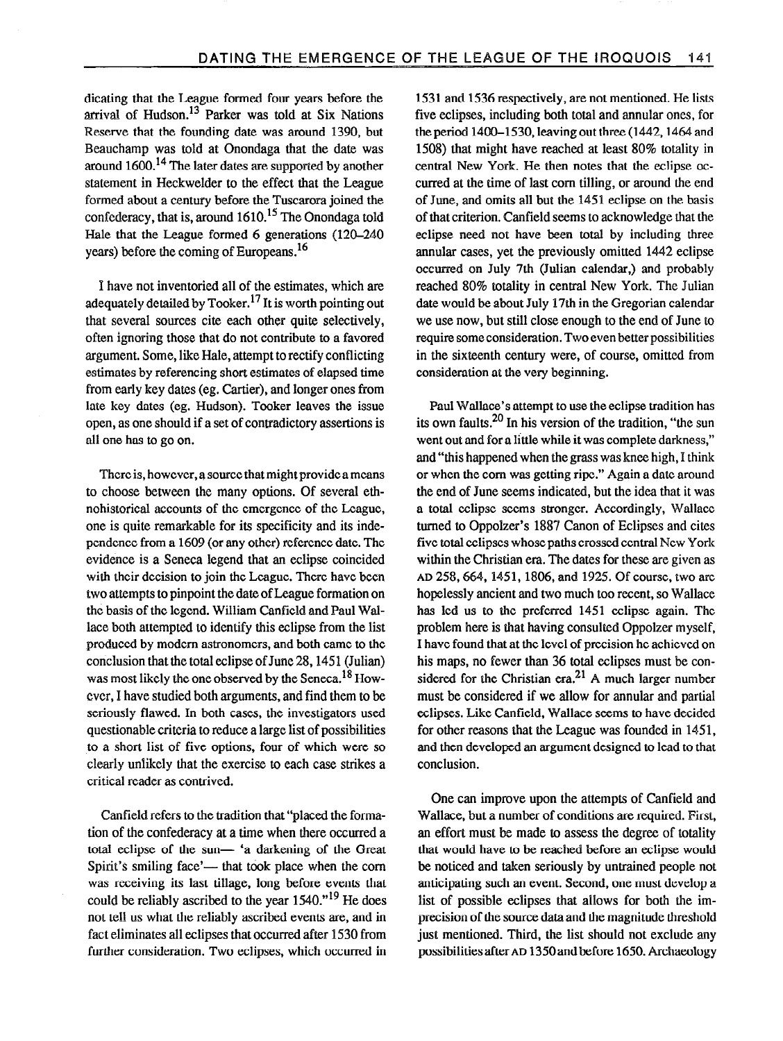dicating that the League formed four years before the arrival of Hudson.[13] Parker was told at Six Nations Reserve that the founding date was around 1390, but Beauchamp was told at Onondaga that the date was around 1600.[14] The later dates are supported by another statement in Heckwelder to the effect that the League formed about a century before the Tuscarora joined the confederacy, that is, around 1610.[15] The Onondaga told Hale that the League formed 6 generations (120–240 years) before the coming of Europeans.[16]

I have not inventoried all of the estimates, which are adequately detailed by Tooker.[17] It is worth pointing out that several sources cite each other quite selectively, often ignoring those that do not contribute to a favored argument. Some, like Hale, attempt to rectify conflicting estimates by referencing short estimates of elapsed time from early key dates (eg. Cartier), and longer ones from late key dates (eg. Hudson). Tooker leaves the issue open, as one should if a set of contradictory assertions is all one has to go on.

There is, however, a source that might provide a means to choose between the many options. Of several ethnohistorical accounts of the emergence of the League, one is quite remarkable for its specificity and its independence from a 1609 (or any other) reference date. The evidence is a Seneca legend that an eclipse coincided with their decision to join the League. There have been two attempts to pinpoint the date of League formation on the basis of the legend. William Canfield and Paul Wallace both attempted to identify this eclipse from the list produced by modern astronomers, and both came to the conclusion that the total eclipse of June 28, 1451 (Julian) was most likely the one observed by the Seneca.[18] However, I have studied both arguments, and find them to be seriously flawed. In both cases, the investigators used questionable criteria to reduce a large list of possibilities to a short list of five options, four of which were so clearly unlikely that the exercise to each case strikes a critical reader as contrived.

Canfield refers to the tradition that "placed the formation of the confederacy at a time when there occurred a total eclipse of the sun— 'a darkening of the Great Spirit's smiling face'— that took place when the corn was receiving its last tillage, long before events that could be reliably ascribed to the year 1540."[19] He does not tell us what the reliably ascribed events are, and in fact eliminates all eclipses that occurred after 1530 from further consideration. Two eclipses, which occurred in 1531 and 1536 respectively, are not mentioned. He lists five eclipses, including both total and annular ones, for the period 1400–1530, leaving out three (1442, 1464 and 1508) that might have reached at least 80% totality in central New York. He then notes that the eclipse occurred at the time of last corn tilling, or around the end of June, and omits all but the 1451 eclipse on the basis of that criterion. Canfield seems to acknowledge that the eclipse need not have been total by including three annular cases, yet the previously omitted 1442 eclipse occurred on July 7th (Julian calendar,) and probably reached 80% totality in central New York. The Julian date would be about July 17th in the Gregorian calendar we use now, but still close enough to the end of June to require some consideration. Two even better possibilities in the sixteenth century were, of course, omitted from consideration at the very beginning.

Paul Wallace's attempt to use the eclipse tradition has its own faults.[20] In his version of the tradition, "the sun went out and for a little while it was complete darkness," and "this happened when the grass was knee high, I think or when the corn was getting ripe." Again a date around the end of June seems indicated, but the idea that it was a total eclipse seems stronger. Accordingly, Wallace turned to Oppolzer's 1887 Canon of Eclipses and cites five total eclipses whose paths crossed central New York within the Christian era. The dates for these are given as AD 258, 664, 1451, 1806, and 1925. Of course, two are hopelessly ancient and two much too recent, so Wallace has led us to the preferred 1451 eclipse again. The problem here is that having consulted Oppolzer myself, I have found that at the level of precision he achieved on his maps, no fewer than 36 total eclipses must be considered for the Christian era.[21] A much larger number must be considered if we allow for annular and partial eclipses. Like Canfield, Wallace seems to have decided for other reasons that the League was founded in 1451, and then developed an argument designed to lead to that conclusion.

One can improve upon the attempts of Canfield and Wallace, but a number of conditions are required. First, an effort must be made to assess the degree of totality that would have to be reached before an eclipse would be noticed and taken seriously by untrained people not anticipating such an event. Second, one must develop a list of possible eclipses that allows for both the imprecision of the source data and the magnitude threshold just mentioned. Third, the list should not exclude any possibilities after AD 1350 and before 1650. Archaeology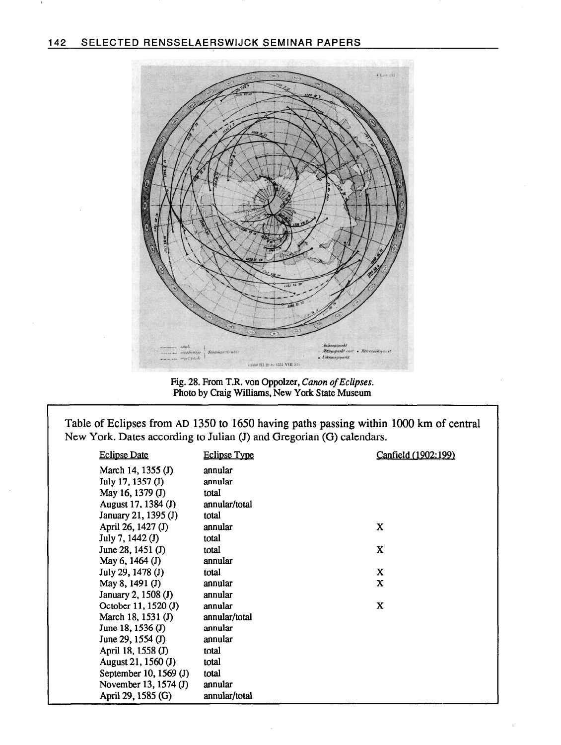Fig. 28. From T.R. von Oppolzer, *Canon of Eclipses*. Photo by Craig Williams, New York State Museum

Table of Eclipses from AD 1350 to 1650 having paths passing within 1000 km of central New York. Dates according to Julian (J) and Gregorian (G) calendars.

| Eclipse Date | Eclipse Type | Canfield (1902:199) |
|---|---|---|
| March 14, 1355 (J) | annular | |
| July 17, 1357 (J) | annular | |
| May 16, 1379 (J) | total | |
| August 17, 1384 (J) | annular/total | |
| January 21, 1395 (J) | total | |
| April 26, 1427 (J) | annular | X |
| July 7, 1442 (J) | total | |
| June 28, 1451 (J) | total | X |
| May 6, 1464 (J) | annular | |
| July 29, 1478 (J) | total | X |
| May 8, 1491 (J) | annular | X |
| January 2, 1508 (J) | annular | |
| October 11, 1520 (J) | annular | X |
| March 18, 1531 (J) | annular/total | |
| June 18, 1536 (J) | annular | |
| June 29, 1554 (J) | annular | |
| April 18, 1558 (J) | total | |
| August 21, 1560 (J) | total | |
| September 10, 1569 (J) | total | |
| November 13, 1574 (J) | annular | |
| April 29, 1585 (G) | annular/total | |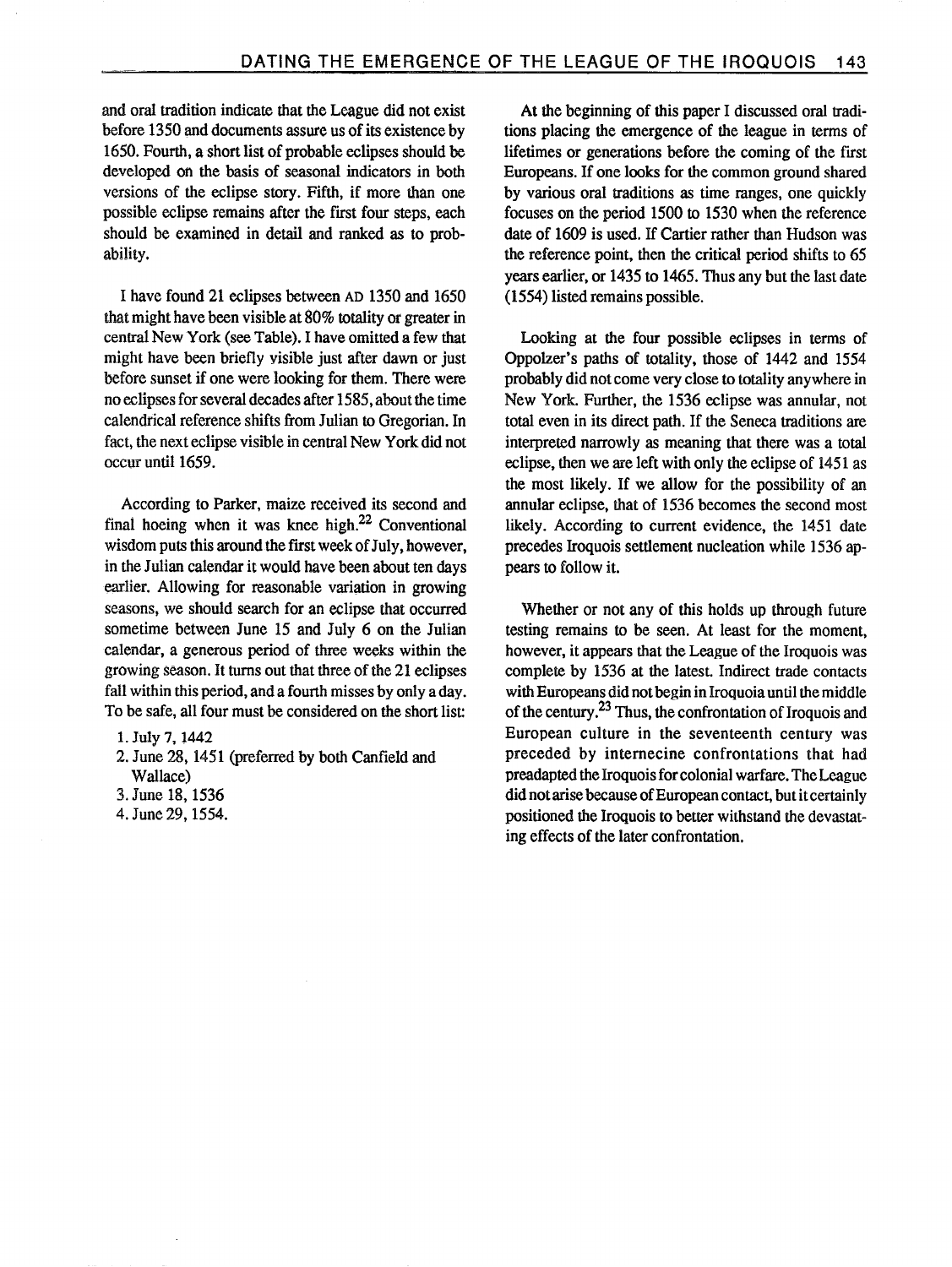and oral tradition indicate that the League did not exist before 1350 and documents assure us of its existence by 1650. Fourth, a short list of probable eclipses should be developed on the basis of seasonal indicators in both versions of the eclipse story. Fifth, if more than one possible eclipse remains after the first four steps, each should be examined in detail and ranked as to probability.

I have found 21 eclipses between AD 1350 and 1650 that might have been visible at 80% totality or greater in central New York (see Table). I have omitted a few that might have been briefly visible just after dawn or just before sunset if one were looking for them. There were no eclipses for several decades after 1585, about the time calendrical reference shifts from Julian to Gregorian. In fact, the next eclipse visible in central New York did not occur until 1659.

According to Parker, maize received its second and final hoeing when it was knee high.[22] Conventional wisdom puts this around the first week of July, however, in the Julian calendar it would have been about ten days earlier. Allowing for reasonable variation in growing seasons, we should search for an eclipse that occurred sometime between June 15 and July 6 on the Julian calendar, a generous period of three weeks within the growing season. It turns out that three of the 21 eclipses fall within this period, and a fourth misses by only a day. To be safe, all four must be considered on the short list:

1. July 7, 1442
2. June 28, 1451 (preferred by both Canfield and Wallace)
3. June 18, 1536
4. June 29, 1554.

At the beginning of this paper I discussed oral traditions placing the emergence of the league in terms of lifetimes or generations before the coming of the first Europeans. If one looks for the common ground shared by various oral traditions as time ranges, one quickly focuses on the period 1500 to 1530 when the reference date of 1609 is used. If Cartier rather than Hudson was the reference point, then the critical period shifts to 65 years earlier, or 1435 to 1465. Thus any but the last date (1554) listed remains possible.

Looking at the four possible eclipses in terms of Oppolzer's paths of totality, those of 1442 and 1554 probably did not come very close to totality anywhere in New York. Further, the 1536 eclipse was annular, not total even in its direct path. If the Seneca traditions are interpreted narrowly as meaning that there was a total eclipse, then we are left with only the eclipse of 1451 as the most likely. If we allow for the possibility of an annular eclipse, that of 1536 becomes the second most likely. According to current evidence, the 1451 date precedes Iroquois settlement nucleation while 1536 appears to follow it.

Whether or not any of this holds up through future testing remains to be seen. At least for the moment, however, it appears that the League of the Iroquois was complete by 1536 at the latest. Indirect trade contacts with Europeans did not begin in Iroquoia until the middle of the century.[23] Thus, the confrontation of Iroquois and European culture in the seventeenth century was preceded by internecine confrontations that had preadapted the Iroquois for colonial warfare. The League did not arise because of European contact, but it certainly positioned the Iroquois to better withstand the devastating effects of the later confrontation.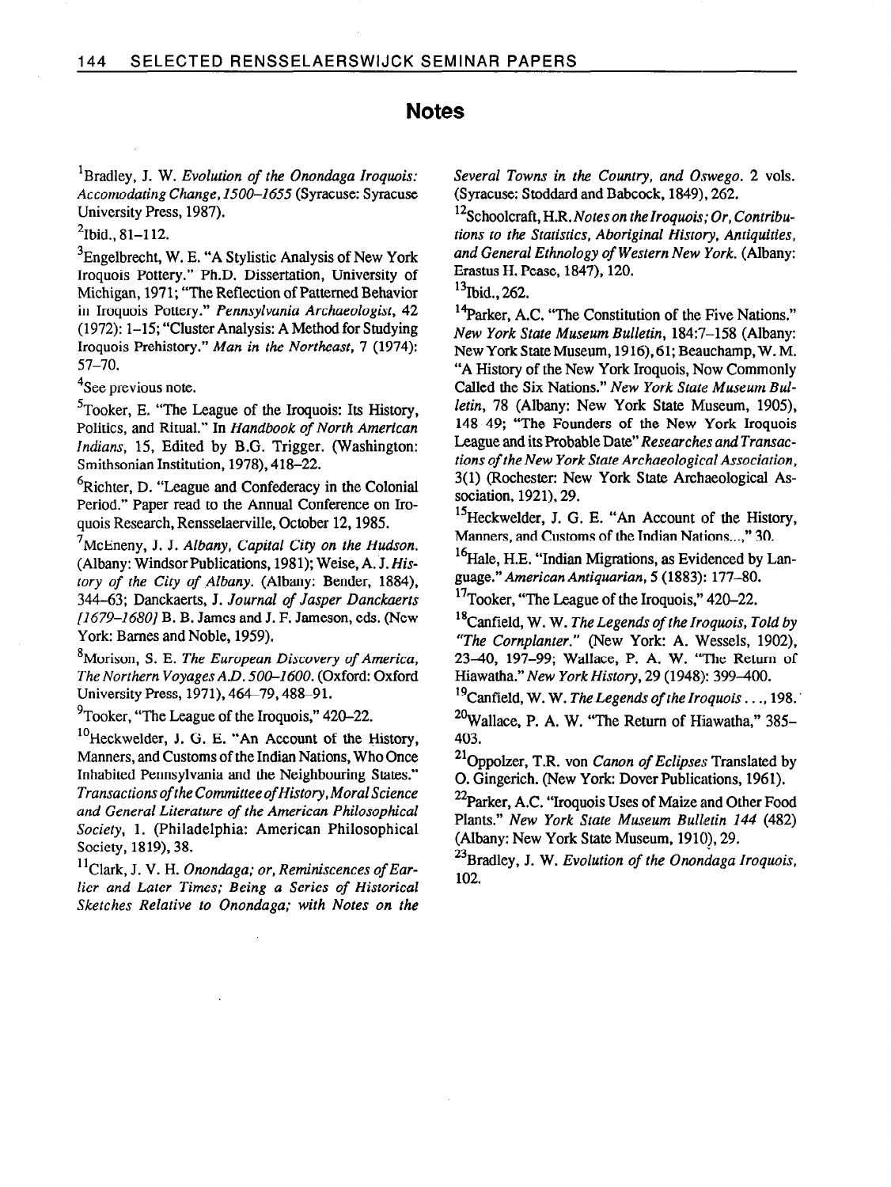## Notes

[1]Bradley, J. W. *Evolution of the Onondaga Iroquois: Accomodating Change, 1500–1655* (Syracuse: Syracuse University Press, 1987).

[2]Ibid., 81–112.

[3]Engelbrecht, W. E. "A Stylistic Analysis of New York Iroquois Pottery." Ph.D. Dissertation, University of Michigan, 1971; "The Reflection of Patterned Behavior in Iroquois Pottery." *Pennsylvania Archaeologist*, 42 (1972): 1–15; "Cluster Analysis: A Method for Studying Iroquois Prehistory." *Man in the Northeast*, 7 (1974): 57–70.

[4]See previous note.

[5]Tooker, E. "The League of the Iroquois: Its History, Politics, and Ritual." In *Handbook of North American Indians*, 15, Edited by B.G. Trigger. (Washington: Smithsonian Institution, 1978), 418–22.

[6]Richter, D. "League and Confederacy in the Colonial Period." Paper read to the Annual Conference on Iroquois Research, Rensselaerville, October 12, 1985.

[7]McEneny, J. J. *Albany, Capital City on the Hudson.* (Albany: Windsor Publications, 1981); Weise, A. J. *History of the City of Albany.* (Albany: Bender, 1884), 344–63; Danckaerts, J. *Journal of Jasper Danckaerts [1679–1680]* B. B. James and J. F. Jameson, eds. (New York: Barnes and Noble, 1959).

[8]Morison, S. E. *The European Discovery of America, The Northern Voyages A.D. 500–1600.* (Oxford: Oxford University Press, 1971), 464–79, 488–91.

[9]Tooker, "The League of the Iroquois," 420–22.

[10]Heckwelder, J. G. E. "An Account of the History, Manners, and Customs of the Indian Nations, Who Once Inhabited Pennsylvania and the Neighbouring States." *Transactions of the Committee of History, Moral Science and General Literature of the American Philosophical Society*, 1. (Philadelphia: American Philosophical Society, 1819), 38.

[11]Clark, J. V. H. *Onondaga; or, Reminiscences of Earlier and Later Times; Being a Series of Historical Sketches Relative to Onondaga; with Notes on the Several Towns in the Country, and Oswego.* 2 vols. (Syracuse: Stoddard and Babcock, 1849), 262.

[12]Schoolcraft, H.R. *Notes on the Iroquois; Or, Contributions to the Statistics, Aboriginal History, Antiquities, and General Ethnology of Western New York.* (Albany: Erastus H. Pease, 1847), 120.

[13]Ibid., 262.

[14]Parker, A.C. "The Constitution of the Five Nations." *New York State Museum Bulletin*, 184:7–158 (Albany: New York State Museum, 1916), 61; Beauchamp, W. M. "A History of the New York Iroquois, Now Commonly Called the Six Nations." *New York State Museum Bulletin*, 78 (Albany: New York State Museum, 1905), 148–49; "The Founders of the New York Iroquois League and its Probable Date" *Researches and Transactions of the New York State Archaeological Association*, 3(1) (Rochester: New York State Archaeological Association, 1921), 29.

[15]Heckwelder, J. G. E. "An Account of the History, Manners, and Customs of the Indian Nations...," 30.

[16]Hale, H.E. "Indian Migrations, as Evidenced by Language." *American Antiquarian*, 5 (1883): 177–80.

[17]Tooker, "The League of the Iroquois," 420–22.

[18]Canfield, W. W. *The Legends of the Iroquois, Told by "The Cornplanter."* (New York: A. Wessels, 1902), 23–40, 197–99; Wallace, P. A. W. "The Return of Hiawatha." *New York History*, 29 (1948): 399–400.

[19]Canfield, W. W. *The Legends of the Iroquois . . .*, 198.

[20]Wallace, P. A. W. "The Return of Hiawatha," 385–403.

[21]Oppolzer, T.R. von *Canon of Eclipses* Translated by O. Gingerich. (New York: Dover Publications, 1961).

[22]Parker, A.C. "Iroquois Uses of Maize and Other Food Plants." *New York State Museum Bulletin 144* (482) (Albany: New York State Museum, 1910), 29.

[23]Bradley, J. W. *Evolution of the Onondaga Iroquois*, 102.